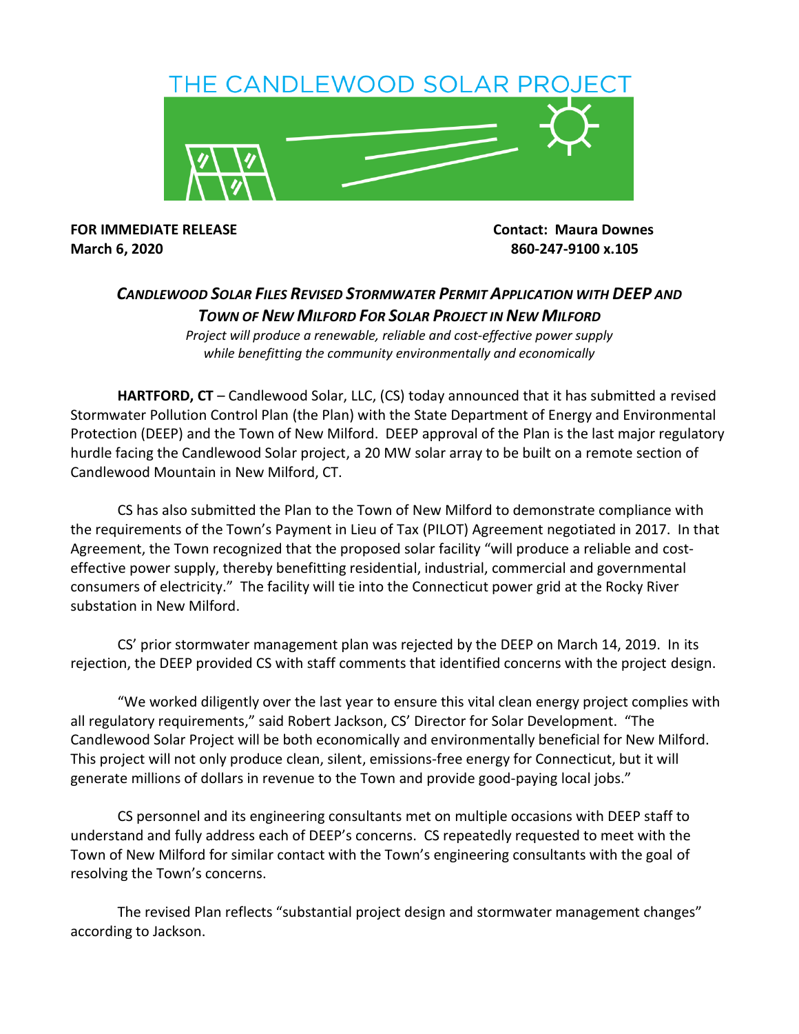# THE CANDLEWOOD SOLAR PROJECT

**FOR IMMEDIATE RELEASE**
**March 6, 2020**

**Contact: Maura Downes**
**860-247-9100 x.105**

## *CANDLEWOOD SOLAR FILES REVISED STORMWATER PERMIT APPLICATION WITH DEEP AND TOWN OF NEW MILFORD FOR SOLAR PROJECT IN NEW MILFORD*

*Project will produce a renewable, reliable and cost-effective power supply while benefitting the community environmentally and economically*

**HARTFORD, CT** – Candlewood Solar, LLC, (CS) today announced that it has submitted a revised Stormwater Pollution Control Plan (the Plan) with the State Department of Energy and Environmental Protection (DEEP) and the Town of New Milford. DEEP approval of the Plan is the last major regulatory hurdle facing the Candlewood Solar project, a 20 MW solar array to be built on a remote section of Candlewood Mountain in New Milford, CT.

CS has also submitted the Plan to the Town of New Milford to demonstrate compliance with the requirements of the Town's Payment in Lieu of Tax (PILOT) Agreement negotiated in 2017. In that Agreement, the Town recognized that the proposed solar facility "will produce a reliable and cost-effective power supply, thereby benefitting residential, industrial, commercial and governmental consumers of electricity." The facility will tie into the Connecticut power grid at the Rocky River substation in New Milford.

CS' prior stormwater management plan was rejected by the DEEP on March 14, 2019. In its rejection, the DEEP provided CS with staff comments that identified concerns with the project design.

"We worked diligently over the last year to ensure this vital clean energy project complies with all regulatory requirements," said Robert Jackson, CS' Director for Solar Development. "The Candlewood Solar Project will be both economically and environmentally beneficial for New Milford. This project will not only produce clean, silent, emissions-free energy for Connecticut, but it will generate millions of dollars in revenue to the Town and provide good-paying local jobs."

CS personnel and its engineering consultants met on multiple occasions with DEEP staff to understand and fully address each of DEEP's concerns. CS repeatedly requested to meet with the Town of New Milford for similar contact with the Town's engineering consultants with the goal of resolving the Town's concerns.

The revised Plan reflects "substantial project design and stormwater management changes" according to Jackson.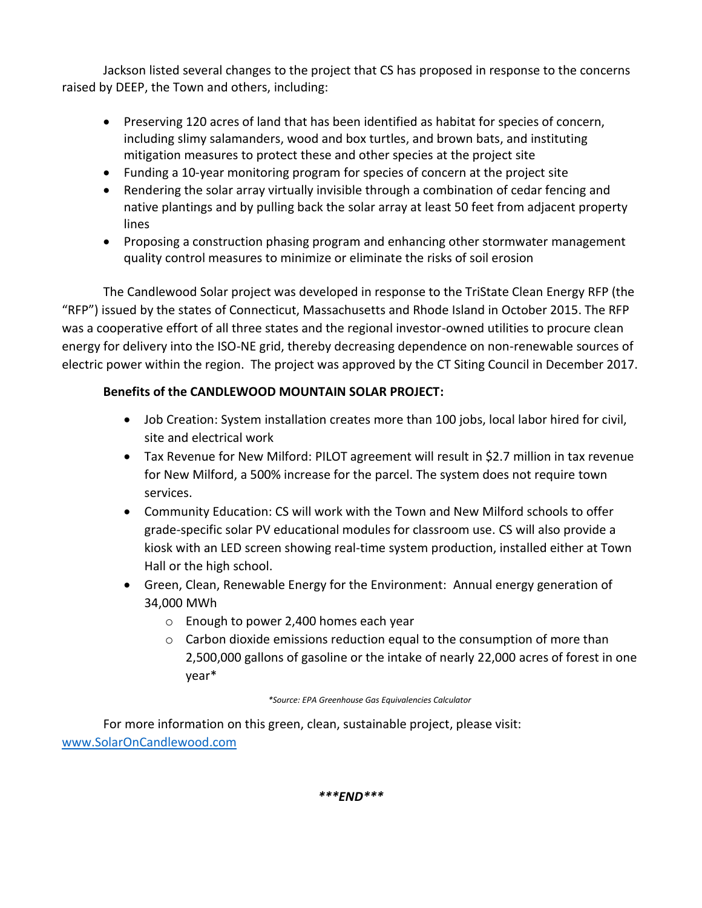Jackson listed several changes to the project that CS has proposed in response to the concerns raised by DEEP, the Town and others, including:

- Preserving 120 acres of land that has been identified as habitat for species of concern, including slimy salamanders, wood and box turtles, and brown bats, and instituting mitigation measures to protect these and other species at the project site
- Funding a 10-year monitoring program for species of concern at the project site
- Rendering the solar array virtually invisible through a combination of cedar fencing and native plantings and by pulling back the solar array at least 50 feet from adjacent property lines
- Proposing a construction phasing program and enhancing other stormwater management quality control measures to minimize or eliminate the risks of soil erosion

The Candlewood Solar project was developed in response to the TriState Clean Energy RFP (the "RFP") issued by the states of Connecticut, Massachusetts and Rhode Island in October 2015. The RFP was a cooperative effort of all three states and the regional investor-owned utilities to procure clean energy for delivery into the ISO-NE grid, thereby decreasing dependence on non-renewable sources of electric power within the region. The project was approved by the CT Siting Council in December 2017.

**Benefits of the CANDLEWOOD MOUNTAIN SOLAR PROJECT:**

- Job Creation: System installation creates more than 100 jobs, local labor hired for civil, site and electrical work
- Tax Revenue for New Milford: PILOT agreement will result in $2.7 million in tax revenue for New Milford, a 500% increase for the parcel. The system does not require town services.
- Community Education: CS will work with the Town and New Milford schools to offer grade-specific solar PV educational modules for classroom use. CS will also provide a kiosk with an LED screen showing real-time system production, installed either at Town Hall or the high school.
- Green, Clean, Renewable Energy for the Environment: Annual energy generation of 34,000 MWh
  - Enough to power 2,400 homes each year
  - Carbon dioxide emissions reduction equal to the consumption of more than 2,500,000 gallons of gasoline or the intake of nearly 22,000 acres of forest in one year*

*\*Source: EPA Greenhouse Gas Equivalencies Calculator*

For more information on this green, clean, sustainable project, please visit: [www.SolarOnCandlewood.com](http://www.SolarOnCandlewood.com)

***\*\*\*END\*\*\****